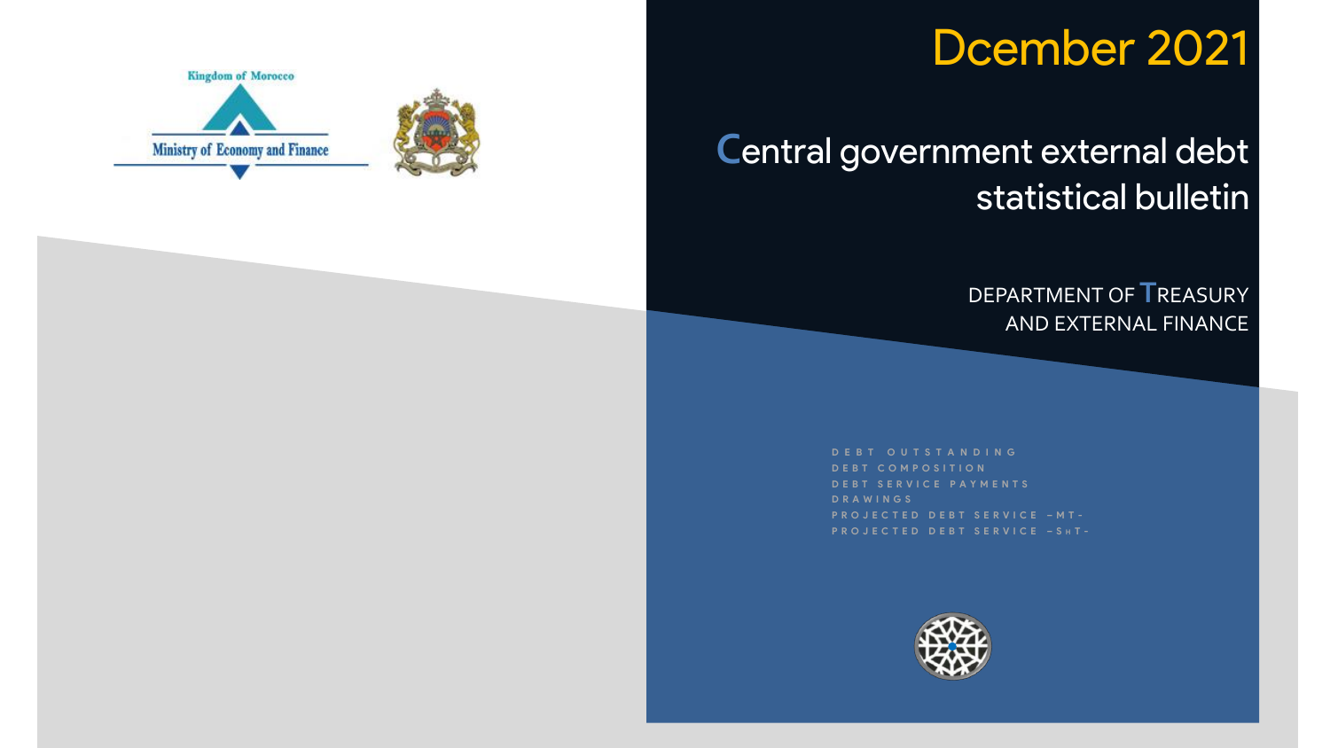Kingdom of Morocco

Ministry of Economy and Finance

Dcember 2021

# Central government external debt statistical bulletin

DEPARTMENT OF TREASURY AND EXTERNAL FINANCE

- DEBT OUTSTANDING
- DEBT COMPOSITION
- DEBT SERVICE PAYMENTS
- DRAWINGS
- PROJECTED DEBT SERVICE -MT-
- PROJECTED DEBT SERVICE -SHT-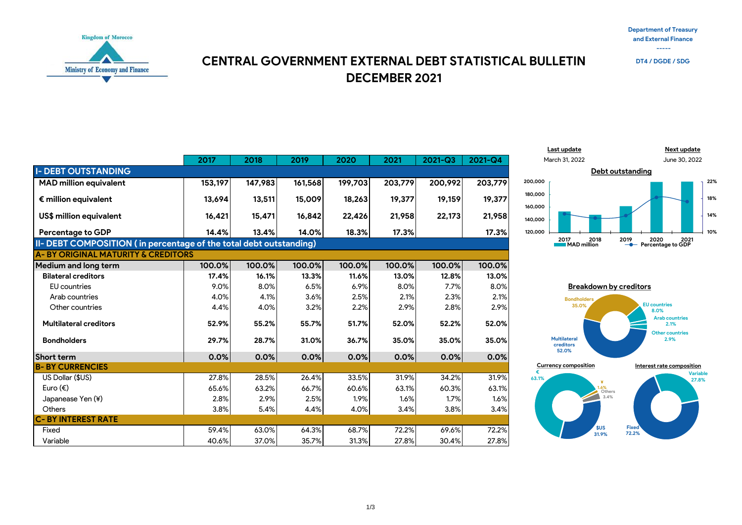Kingdom of Morocco

Ministry of Economy and Finance

Department of Treasury and External Finance

-----

DT4 / DGDE / SDG

# CENTRAL GOVERNMENT EXTERNAL DEBT STATISTICAL BULLETIN DECEMBER 2021

| | 2017 | 2018 | 2019 | 2020 | 2021 | 2021-Q3 | 2021-Q4 |
|---|---|---|---|---|---|---|---|
| **I- DEBT OUTSTANDING** | | | | | | | |
| **MAD million equivalent** | **153,197** | **147,983** | **161,568** | **199,703** | **203,779** | **200,992** | **203,779** |
| **€ million equivalent** | **13,694** | **13,511** | **15,009** | **18,263** | **19,377** | **19,159** | **19,377** |
| **US$ million equivalent** | **16,421** | **15,471** | **16,842** | **22,426** | **21,958** | **22,173** | **21,958** |
| **Percentage to GDP** | **14.4%** | **13.4%** | **14.0%** | **18.3%** | **17.3%** | | **17.3%** |
| **II- DEBT COMPOSITION ( in percentage of the total debt outstanding)** | | | | | | | |
| **A- BY ORIGINAL MATURITY & CREDITORS** | | | | | | | |
| **Medium and long term** | **100.0%** | **100.0%** | **100.0%** | **100.0%** | **100.0%** | **100.0%** | **100.0%** |
| **Bilateral creditors** | **17.4%** | **16.1%** | **13.3%** | **11.6%** | **13.0%** | **12.8%** | **13.0%** |
| EU countries | 9.0% | 8.0% | 6.5% | 6.9% | 8.0% | 7.7% | 8.0% |
| Arab countries | 4.0% | 4.1% | 3.6% | 2.5% | 2.1% | 2.3% | 2.1% |
| Other countries | 4.4% | 4.0% | 3.2% | 2.2% | 2.9% | 2.8% | 2.9% |
| **Multilateral creditors** | **52.9%** | **55.2%** | **55.7%** | **51.7%** | **52.0%** | **52.2%** | **52.0%** |
| **Bondholders** | **29.7%** | **28.7%** | **31.0%** | **36.7%** | **35.0%** | **35.0%** | **35.0%** |
| **Short term** | **0.0%** | **0.0%** | **0.0%** | **0.0%** | **0.0%** | **0.0%** | **0.0%** |
| **B- BY CURRENCIES** | | | | | | | |
| US Dollar ($US) | 27.8% | 28.5% | 26.4% | 33.5% | 31.9% | 34.2% | 31.9% |
| Euro (€) | 65.6% | 63.2% | 66.7% | 60.6% | 63.1% | 60.3% | 63.1% |
| Japanese Yen (¥) | 2.8% | 2.9% | 2.5% | 1.9% | 1.6% | 1.7% | 1.6% |
| Others | 3.8% | 5.4% | 4.4% | 4.0% | 3.4% | 3.8% | 3.4% |
| **C- BY INTEREST RATE** | | | | | | | |
| Fixed | 59.4% | 63.0% | 64.3% | 68.7% | 72.2% | 69.6% | 72.2% |
| Variable | 40.6% | 37.0% | 35.7% | 31.3% | 27.8% | 30.4% | 27.8% |

**Last update**: March 31, 2022

**Next update**: June 30, 2022

**Debt outstanding**

MAD million / Percentage to GDP (2017–2021)

**Breakdown by creditors**

Bondholders 35.0%; EU countries 8.0%; Arab countries 2.1%; Other countries 2.9%; Multilateral creditors 52.0%

**Currency composition**

€ 63.1%; ¥ 1.6%; Others 3.4%; $US 31.9%

**Interest rate composition**

Variable 27.8%; Fixed 72.2%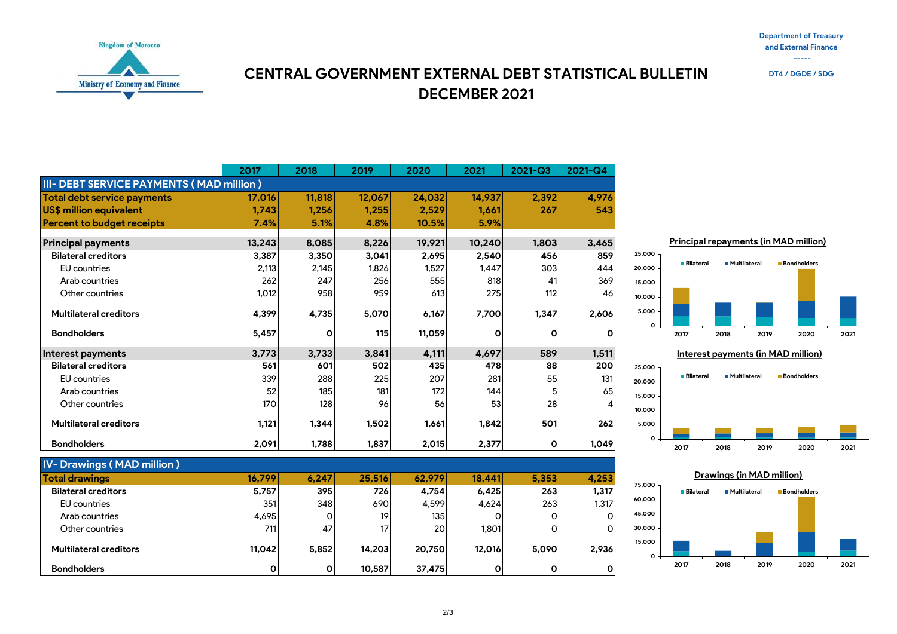Kingdom of Morocco

Ministry of Economy and Finance

**Department of Treasury and External Finance**

-----

**DT4 / DGDE / SDG**

# CENTRAL GOVERNMENT EXTERNAL DEBT STATISTICAL BULLETIN DECEMBER 2021

| | 2017 | 2018 | 2019 | 2020 | 2021 | 2021-Q3 | 2021-Q4 |
|---|---|---|---|---|---|---|---|
| **III- DEBT SERVICE PAYMENTS ( MAD million )** | | | | | | | |
| **Total debt service payments** | **17,016** | **11,818** | **12,067** | **24,032** | **14,937** | **2,392** | **4,976** |
| **US$ million equivalent** | **1,743** | **1,256** | **1,255** | **2,529** | **1,661** | **267** | **543** |
| **Percent to budget receipts** | **7.4%** | **5.1%** | **4.8%** | **10.5%** | **5.9%** | | |
| **Principal payments** | **13,243** | **8,085** | **8,226** | **19,921** | **10,240** | **1,803** | **3,465** |
| **Bilateral creditors** | **3,387** | **3,350** | **3,041** | **2,695** | **2,540** | **456** | **859** |
| EU countries | 2,113 | 2,145 | 1,826 | 1,527 | 1,447 | 303 | 444 |
| Arab countries | 262 | 247 | 256 | 555 | 818 | 41 | 369 |
| Other countries | 1,012 | 958 | 959 | 613 | 275 | 112 | 46 |
| **Multilateral creditors** | **4,399** | **4,735** | **5,070** | **6,167** | **7,700** | **1,347** | **2,606** |
| **Bondholders** | **5,457** | **0** | **115** | **11,059** | **0** | **0** | **0** |
| **Interest payments** | **3,773** | **3,733** | **3,841** | **4,111** | **4,697** | **589** | **1,511** |
| **Bilateral creditors** | **561** | **601** | **502** | **435** | **478** | **88** | **200** |
| EU countries | 339 | 288 | 225 | 207 | 281 | 55 | 131 |
| Arab countries | 52 | 185 | 181 | 172 | 144 | 5 | 65 |
| Other countries | 170 | 128 | 96 | 56 | 53 | 28 | 4 |
| **Multilateral creditors** | **1,121** | **1,344** | **1,502** | **1,661** | **1,842** | **501** | **262** |
| **Bondholders** | **2,091** | **1,788** | **1,837** | **2,015** | **2,377** | **0** | **1,049** |
| **IV- Drawings ( MAD million )** | | | | | | | |
| **Total drawings** | **16,799** | **6,247** | **25,516** | **62,979** | **18,441** | **5,353** | **4,253** |
| **Bilateral creditors** | **5,757** | **395** | **726** | **4,754** | **6,425** | **263** | **1,317** |
| EU countries | 351 | 348 | 690 | 4,599 | 4,624 | 263 | 1,317 |
| Arab countries | 4,695 | 0 | 19 | 135 | 0 | 0 | 0 |
| Other countries | 711 | 47 | 17 | 20 | 1,801 | 0 | 0 |
| **Multilateral creditors** | **11,042** | **5,852** | **14,203** | **20,750** | **12,016** | **5,090** | **2,936** |
| **Bondholders** | **0** | **0** | **10,587** | **37,475** | **0** | **0** | **0** |

**Principal repayments (in MAD million)**

**Interest payments (in MAD million)**

**Drawings (in MAD million)**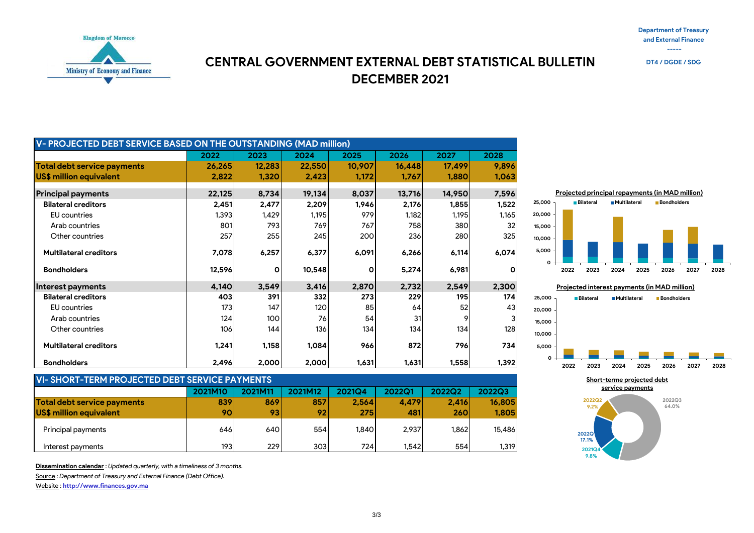Kingdom of Morocco

Ministry of Economy and Finance

Department of Treasury and External Finance

-----

DT4 / DGDE / SDG

# CENTRAL GOVERNMENT EXTERNAL DEBT STATISTICAL BULLETIN DECEMBER 2021

## V- PROJECTED DEBT SERVICE BASED ON THE OUTSTANDING (MAD million)

| | 2022 | 2023 | 2024 | 2025 | 2026 | 2027 | 2028 |
|---|---|---|---|---|---|---|---|
| **Total debt service payments** | **26,265** | **12,283** | **22,550** | **10,907** | **16,448** | **17,499** | **9,896** |
| **US$ million equivalent** | **2,822** | **1,320** | **2,423** | **1,172** | **1,767** | **1,880** | **1,063** |
| **Principal payments** | **22,125** | **8,734** | **19,134** | **8,037** | **13,716** | **14,950** | **7,596** |
| **Bilateral creditors** | **2,451** | **2,477** | **2,209** | **1,946** | **2,176** | **1,855** | **1,522** |
| EU countries | 1,393 | 1,429 | 1,195 | 979 | 1,182 | 1,195 | 1,165 |
| Arab countries | 801 | 793 | 769 | 767 | 758 | 380 | 32 |
| Other countries | 257 | 255 | 245 | 200 | 236 | 280 | 325 |
| **Multilateral creditors** | **7,078** | **6,257** | **6,377** | **6,091** | **6,266** | **6,114** | **6,074** |
| **Bondholders** | **12,596** | **0** | **10,548** | **0** | **5,274** | **6,981** | **0** |
| **Interest payments** | **4,140** | **3,549** | **3,416** | **2,870** | **2,732** | **2,549** | **2,300** |
| **Bilateral creditors** | **403** | **391** | **332** | **273** | **229** | **195** | **174** |
| EU countries | 173 | 147 | 120 | 85 | 64 | 52 | 43 |
| Arab countries | 124 | 100 | 76 | 54 | 31 | 9 | 3 |
| Other countries | 106 | 144 | 136 | 134 | 134 | 134 | 128 |
| **Multilateral creditors** | **1,241** | **1,158** | **1,084** | **966** | **872** | **796** | **734** |
| **Bondholders** | **2,496** | **2,000** | **2,000** | **1,631** | **1,631** | **1,558** | **1,392** |

Projected principal repayments (in MAD million)

Bilateral Multilateral Bondholders

25,000 20,000 15,000 10,000 5,000 0

2022 2023 2024 2025 2026 2027 2028

Projected interest payments (in MAD million)

Bilateral Multilateral Bondholders

25,000 20,000 15,000 10,000 5,000 0

2022 2023 2024 2025 2026 2027 2028

## VI- SHORT-TERM PROJECTED DEBT SERVICE PAYMENTS

| | 2021M10 | 2021M11 | 2021M12 | 2021Q4 | 2022Q1 | 2022Q2 | 2022Q3 |
|---|---|---|---|---|---|---|---|
| **Total debt service payments** | **839** | **869** | **857** | **2,564** | **4,479** | **2,416** | **16,805** |
| **US$ million equivalent** | **90** | **93** | **92** | **275** | **481** | **260** | **1,805** |
| Principal payments | 646 | 640 | 554 | 1,840 | 2,937 | 1,862 | 15,486 |
| Interest payments | 193 | 229 | 303 | 724 | 1,542 | 554 | 1,319 |

Short-terme projected debt service payments

2022Q2 9.2%

2022Q3 64.0%

2022Q1 17.1%

2021Q4 9.8%

**Dissemination calendar** : *Updated quarterly, with a timeliness of 3 months.*

Source : *Department of Treasury and External Finance (Debt Office).*

Website : **http://www.finances.gov.ma**